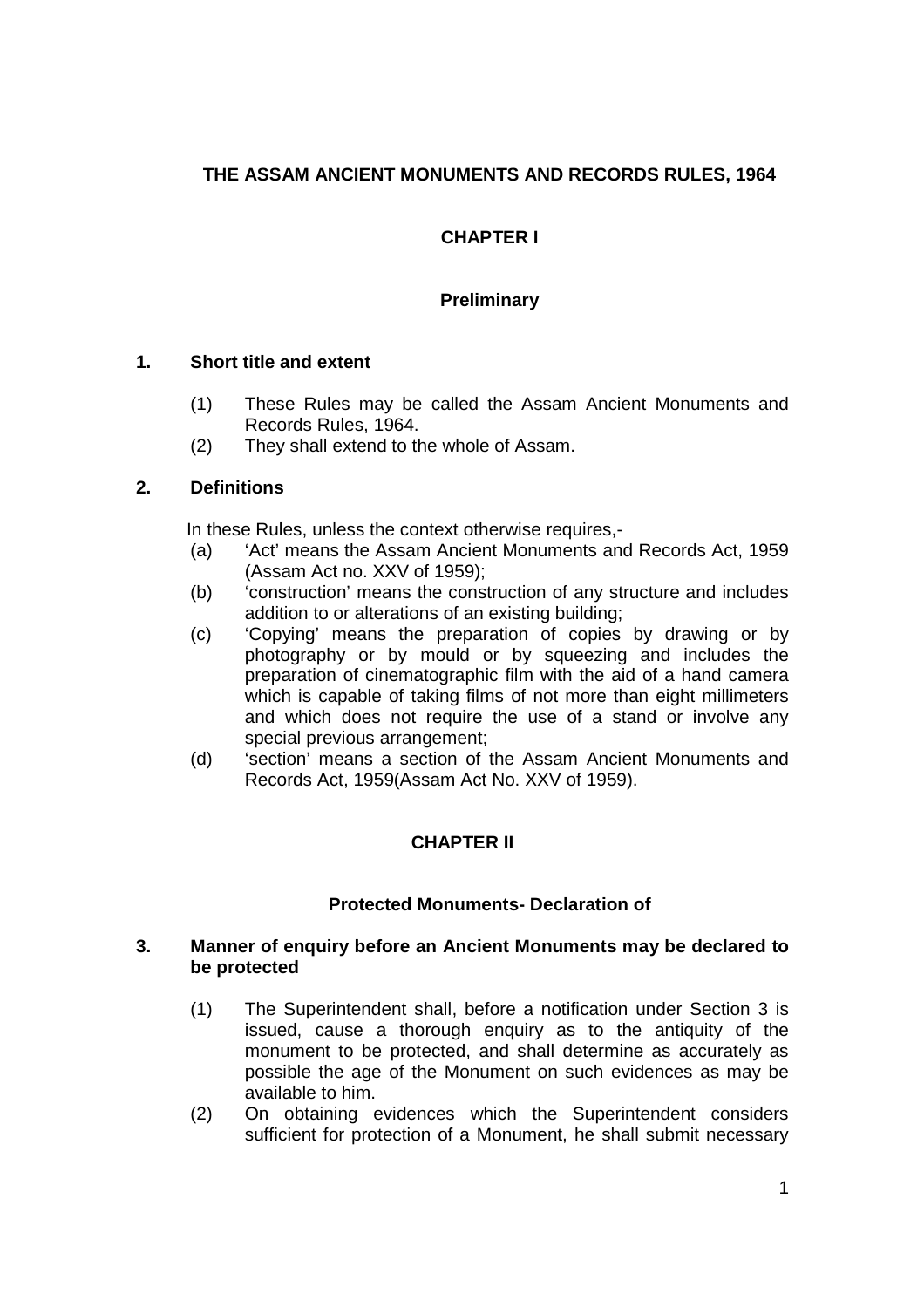# THE ASSAM ANCIENT MONUMENTS AND RECORDS RULES, 1964

## CHAPTER I

## Preliminary

### 1. Short title and extent

(1) These Rules may be called the Assam Ancient Monuments and Records Rules, 1964.

(2) They shall extend to the whole of Assam.

### 2. Definitions

In these Rules, unless the context otherwise requires,-

(a) 'Act' means the Assam Ancient Monuments and Records Act, 1959 (Assam Act no. XXV of 1959);

(b) 'construction' means the construction of any structure and includes addition to or alterations of an existing building;

(c) 'Copying' means the preparation of copies by drawing or by photography or by mould or by squeezing and includes the preparation of cinematographic film with the aid of a hand camera which is capable of taking films of not more than eight millimeters and which does not require the use of a stand or involve any special previous arrangement;

(d) 'section' means a section of the Assam Ancient Monuments and Records Act, 1959(Assam Act No. XXV of 1959).

## CHAPTER II

## Protected Monuments- Declaration of

### 3. Manner of enquiry before an Ancient Monuments may be declared to be protected

(1) The Superintendent shall, before a notification under Section 3 is issued, cause a thorough enquiry as to the antiquity of the monument to be protected, and shall determine as accurately as possible the age of the Monument on such evidences as may be available to him.

(2) On obtaining evidences which the Superintendent considers sufficient for protection of a Monument, he shall submit necessary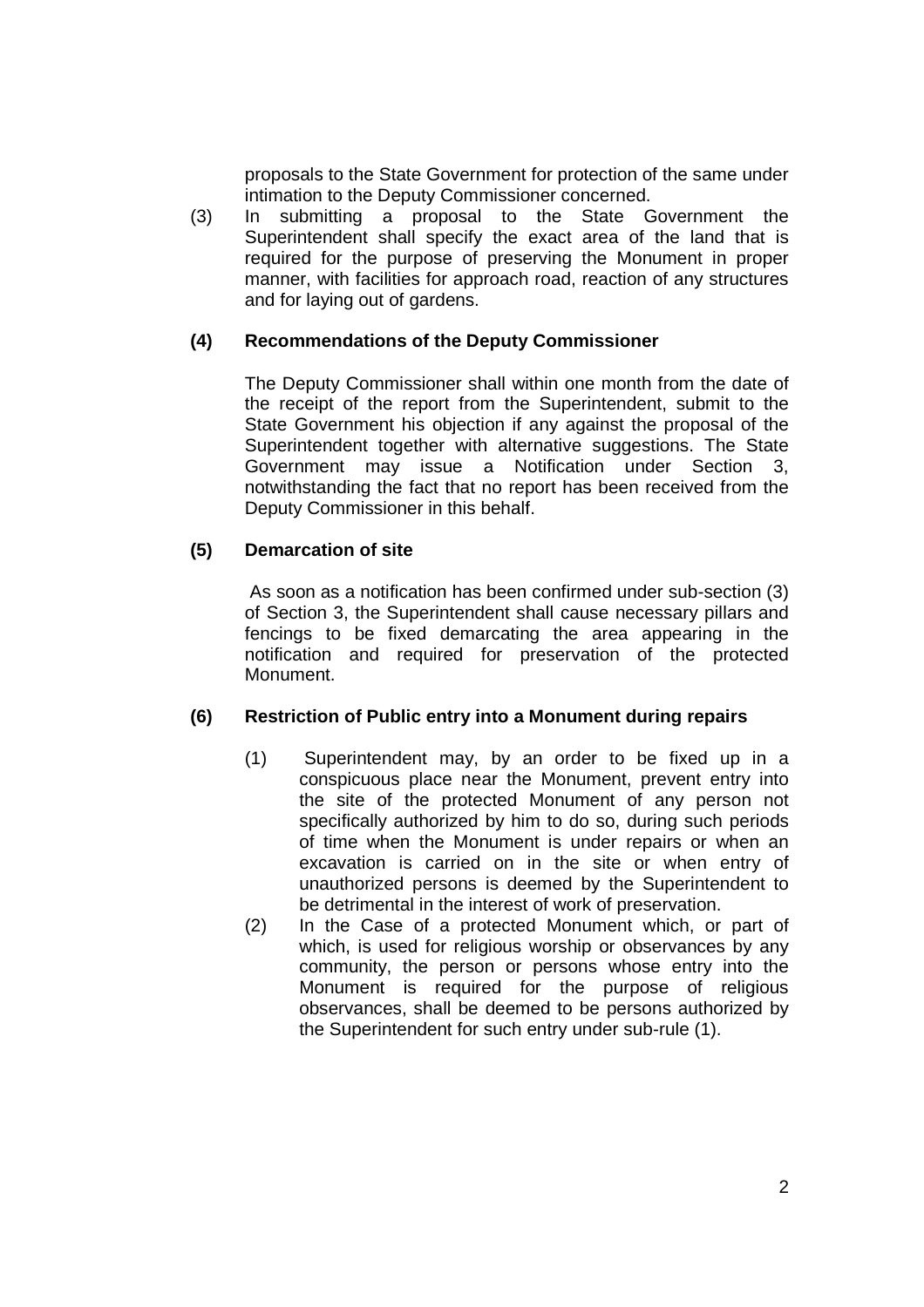proposals to the State Government for protection of the same under intimation to the Deputy Commissioner concerned.

(3) In submitting a proposal to the State Government the Superintendent shall specify the exact area of the land that is required for the purpose of preserving the Monument in proper manner, with facilities for approach road, reaction of any structures and for laying out of gardens.

**(4) Recommendations of the Deputy Commissioner**

The Deputy Commissioner shall within one month from the date of the receipt of the report from the Superintendent, submit to the State Government his objection if any against the proposal of the Superintendent together with alternative suggestions. The State Government may issue a Notification under Section 3, notwithstanding the fact that no report has been received from the Deputy Commissioner in this behalf.

**(5) Demarcation of site**

As soon as a notification has been confirmed under sub-section (3) of Section 3, the Superintendent shall cause necessary pillars and fencings to be fixed demarcating the area appearing in the notification and required for preservation of the protected Monument.

**(6) Restriction of Public entry into a Monument during repairs**

(1) Superintendent may, by an order to be fixed up in a conspicuous place near the Monument, prevent entry into the site of the protected Monument of any person not specifically authorized by him to do so, during such periods of time when the Monument is under repairs or when an excavation is carried on in the site or when entry of unauthorized persons is deemed by the Superintendent to be detrimental in the interest of work of preservation.

(2) In the Case of a protected Monument which, or part of which, is used for religious worship or observances by any community, the person or persons whose entry into the Monument is required for the purpose of religious observances, shall be deemed to be persons authorized by the Superintendent for such entry under sub-rule (1).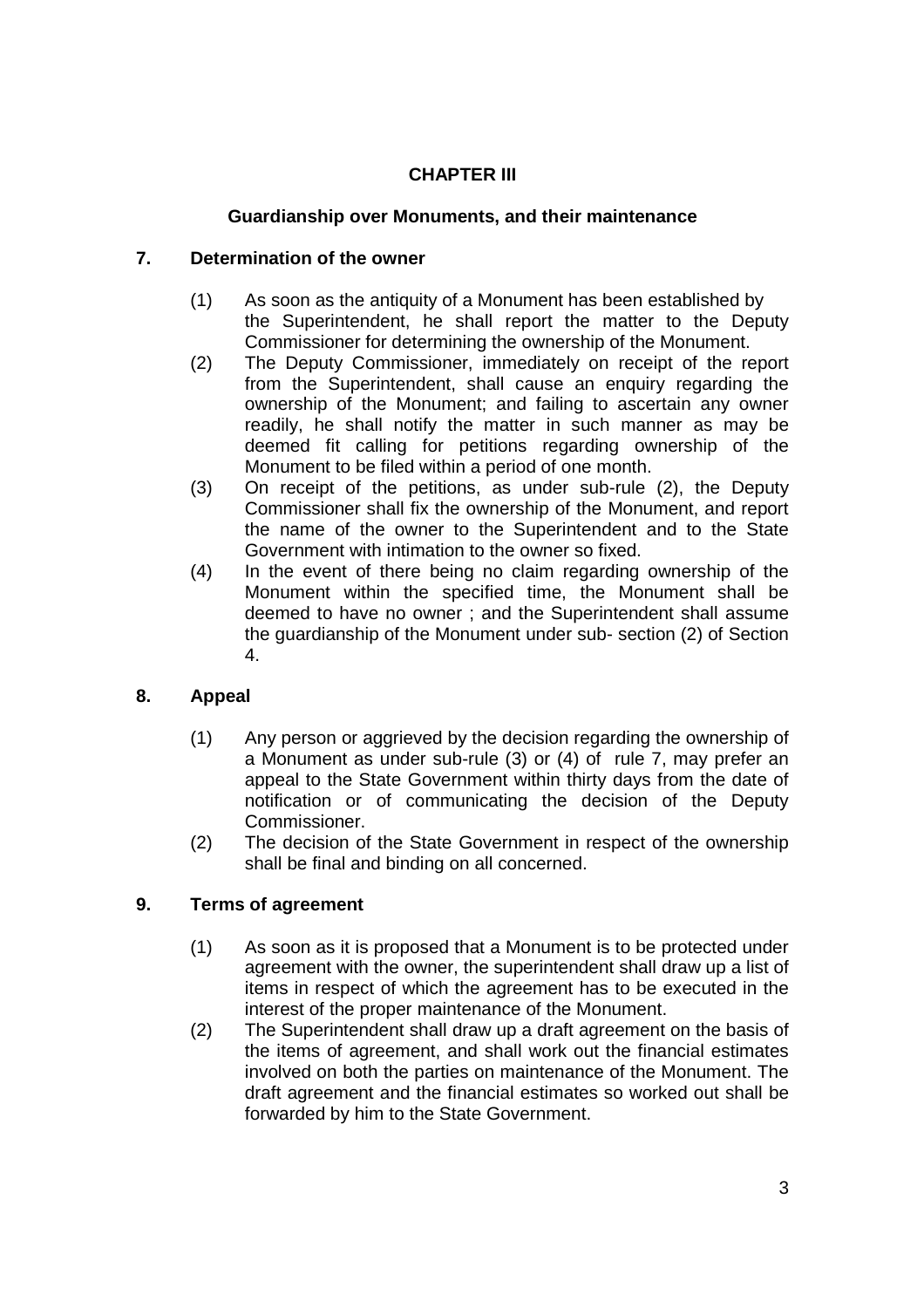## CHAPTER III

### Guardianship over Monuments, and their maintenance

### 7. Determination of the owner

(1) As soon as the antiquity of a Monument has been established by the Superintendent, he shall report the matter to the Deputy Commissioner for determining the ownership of the Monument.

(2) The Deputy Commissioner, immediately on receipt of the report from the Superintendent, shall cause an enquiry regarding the ownership of the Monument; and failing to ascertain any owner readily, he shall notify the matter in such manner as may be deemed fit calling for petitions regarding ownership of the Monument to be filed within a period of one month.

(3) On receipt of the petitions, as under sub-rule (2), the Deputy Commissioner shall fix the ownership of the Monument, and report the name of the owner to the Superintendent and to the State Government with intimation to the owner so fixed.

(4) In the event of there being no claim regarding ownership of the Monument within the specified time, the Monument shall be deemed to have no owner ; and the Superintendent shall assume the guardianship of the Monument under sub- section (2) of Section 4.

### 8. Appeal

(1) Any person or aggrieved by the decision regarding the ownership of a Monument as under sub-rule (3) or (4) of rule 7, may prefer an appeal to the State Government within thirty days from the date of notification or of communicating the decision of the Deputy Commissioner.

(2) The decision of the State Government in respect of the ownership shall be final and binding on all concerned.

### 9. Terms of agreement

(1) As soon as it is proposed that a Monument is to be protected under agreement with the owner, the superintendent shall draw up a list of items in respect of which the agreement has to be executed in the interest of the proper maintenance of the Monument.

(2) The Superintendent shall draw up a draft agreement on the basis of the items of agreement, and shall work out the financial estimates involved on both the parties on maintenance of the Monument. The draft agreement and the financial estimates so worked out shall be forwarded by him to the State Government.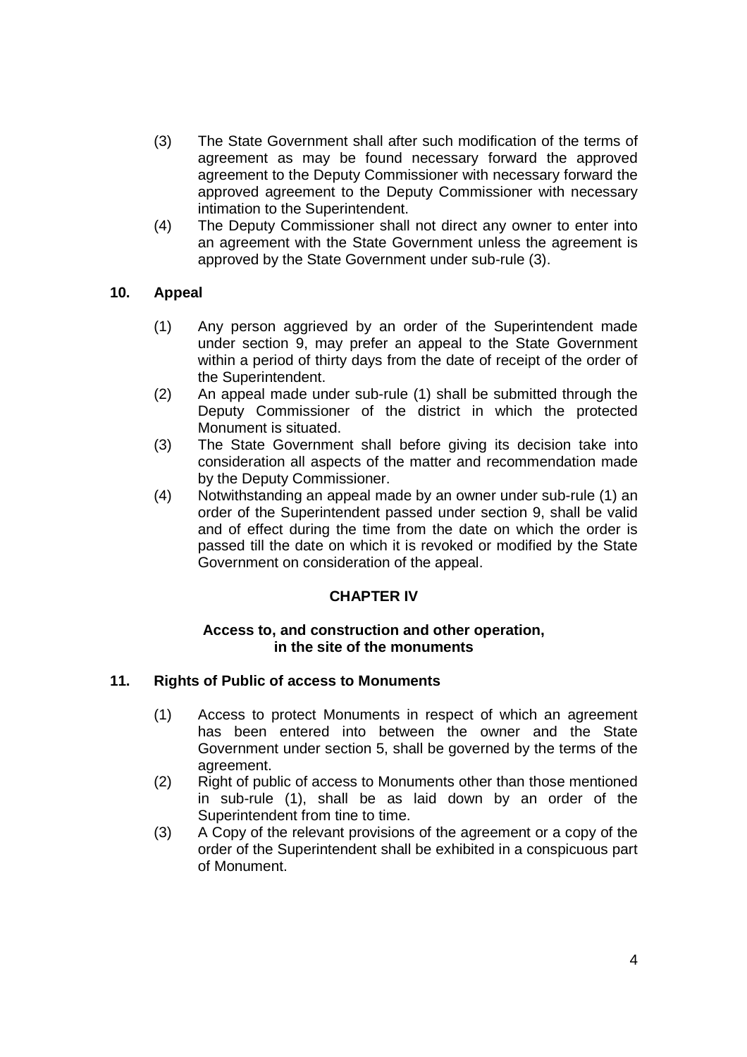(3) The State Government shall after such modification of the terms of agreement as may be found necessary forward the approved agreement to the Deputy Commissioner with necessary forward the approved agreement to the Deputy Commissioner with necessary intimation to the Superintendent.

(4) The Deputy Commissioner shall not direct any owner to enter into an agreement with the State Government unless the agreement is approved by the State Government under sub-rule (3).

### 10. Appeal

(1) Any person aggrieved by an order of the Superintendent made under section 9, may prefer an appeal to the State Government within a period of thirty days from the date of receipt of the order of the Superintendent.

(2) An appeal made under sub-rule (1) shall be submitted through the Deputy Commissioner of the district in which the protected Monument is situated.

(3) The State Government shall before giving its decision take into consideration all aspects of the matter and recommendation made by the Deputy Commissioner.

(4) Notwithstanding an appeal made by an owner under sub-rule (1) an order of the Superintendent passed under section 9, shall be valid and of effect during the time from the date on which the order is passed till the date on which it is revoked or modified by the State Government on consideration of the appeal.

## CHAPTER IV

**Access to, and construction and other operation, in the site of the monuments**

### 11. Rights of Public of access to Monuments

(1) Access to protect Monuments in respect of which an agreement has been entered into between the owner and the State Government under section 5, shall be governed by the terms of the agreement.

(2) Right of public of access to Monuments other than those mentioned in sub-rule (1), shall be as laid down by an order of the Superintendent from tine to time.

(3) A Copy of the relevant provisions of the agreement or a copy of the order of the Superintendent shall be exhibited in a conspicuous part of Monument.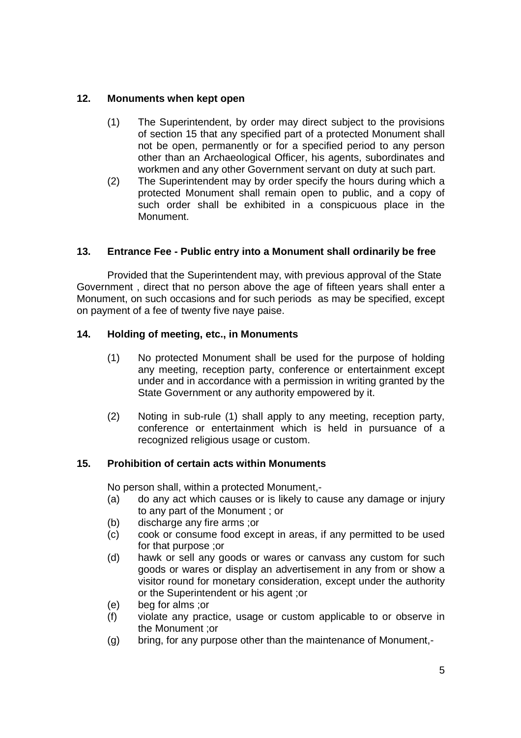**12. Monuments when kept open**

(1) The Superintendent, by order may direct subject to the provisions of section 15 that any specified part of a protected Monument shall not be open, permanently or for a specified period to any person other than an Archaeological Officer, his agents, subordinates and workmen and any other Government servant on duty at such part.

(2) The Superintendent may by order specify the hours during which a protected Monument shall remain open to public, and a copy of such order shall be exhibited in a conspicuous place in the Monument.

**13. Entrance Fee - Public entry into a Monument shall ordinarily be free**

Provided that the Superintendent may, with previous approval of the State Government , direct that no person above the age of fifteen years shall enter a Monument, on such occasions and for such periods as may be specified, except on payment of a fee of twenty five naye paise.

**14. Holding of meeting, etc., in Monuments**

(1) No protected Monument shall be used for the purpose of holding any meeting, reception party, conference or entertainment except under and in accordance with a permission in writing granted by the State Government or any authority empowered by it.

(2) Noting in sub-rule (1) shall apply to any meeting, reception party, conference or entertainment which is held in pursuance of a recognized religious usage or custom.

**15. Prohibition of certain acts within Monuments**

No person shall, within a protected Monument,-

(a) do any act which causes or is likely to cause any damage or injury to any part of the Monument ; or

(b) discharge any fire arms ;or

(c) cook or consume food except in areas, if any permitted to be used for that purpose ;or

(d) hawk or sell any goods or wares or canvass any custom for such goods or wares or display an advertisement in any from or show a visitor round for monetary consideration, except under the authority or the Superintendent or his agent ;or

(e) beg for alms ;or

(f) violate any practice, usage or custom applicable to or observe in the Monument ;or

(g) bring, for any purpose other than the maintenance of Monument,-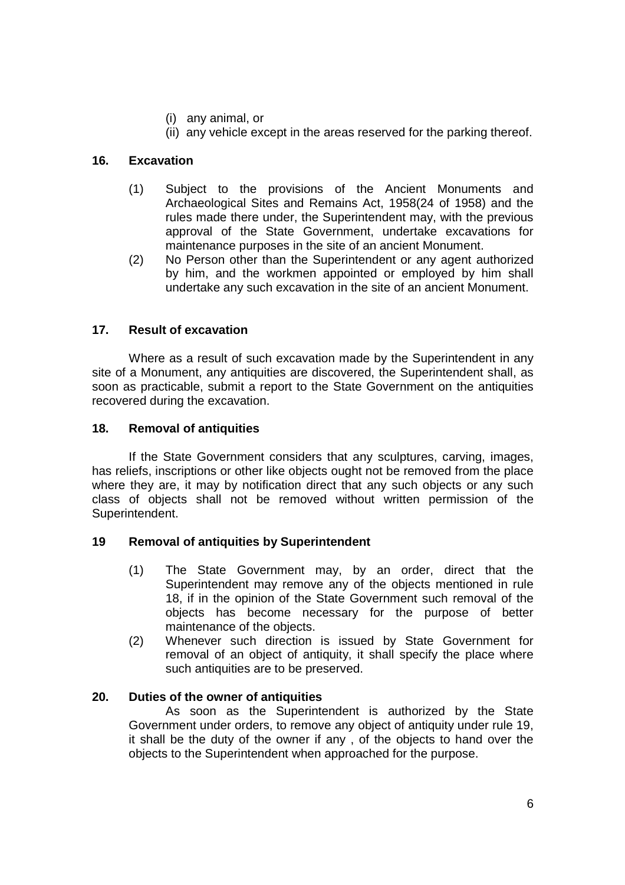(i) any animal, or
(ii) any vehicle except in the areas reserved for the parking thereof.

**16. Excavation**

(1) Subject to the provisions of the Ancient Monuments and Archaeological Sites and Remains Act, 1958(24 of 1958) and the rules made there under, the Superintendent may, with the previous approval of the State Government, undertake excavations for maintenance purposes in the site of an ancient Monument.

(2) No Person other than the Superintendent or any agent authorized by him, and the workmen appointed or employed by him shall undertake any such excavation in the site of an ancient Monument.

**17. Result of excavation**

Where as a result of such excavation made by the Superintendent in any site of a Monument, any antiquities are discovered, the Superintendent shall, as soon as practicable, submit a report to the State Government on the antiquities recovered during the excavation.

**18. Removal of antiquities**

If the State Government considers that any sculptures, carving, images, has reliefs, inscriptions or other like objects ought not be removed from the place where they are, it may by notification direct that any such objects or any such class of objects shall not be removed without written permission of the Superintendent.

**19 Removal of antiquities by Superintendent**

(1) The State Government may, by an order, direct that the Superintendent may remove any of the objects mentioned in rule 18, if in the opinion of the State Government such removal of the objects has become necessary for the purpose of better maintenance of the objects.

(2) Whenever such direction is issued by State Government for removal of an object of antiquity, it shall specify the place where such antiquities are to be preserved.

**20. Duties of the owner of antiquities**

As soon as the Superintendent is authorized by the State Government under orders, to remove any object of antiquity under rule 19, it shall be the duty of the owner if any , of the objects to hand over the objects to the Superintendent when approached for the purpose.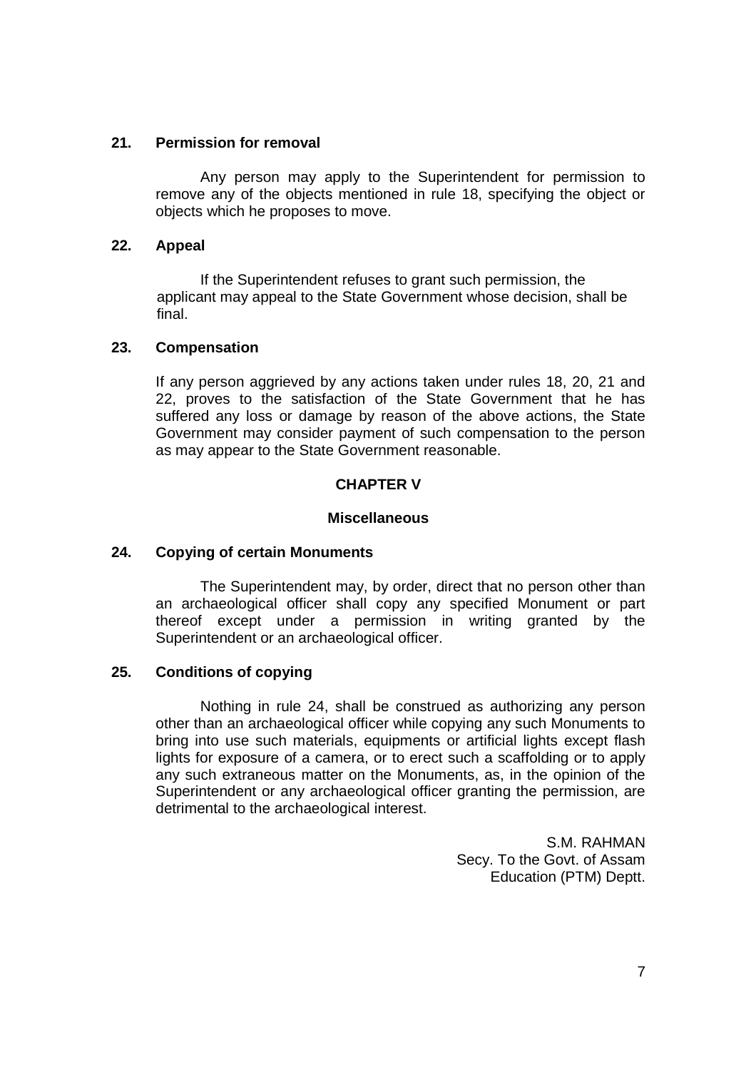**21. Permission for removal**

Any person may apply to the Superintendent for permission to remove any of the objects mentioned in rule 18, specifying the object or objects which he proposes to move.

**22. Appeal**

If the Superintendent refuses to grant such permission, the applicant may appeal to the State Government whose decision, shall be final.

**23. Compensation**

If any person aggrieved by any actions taken under rules 18, 20, 21 and 22, proves to the satisfaction of the State Government that he has suffered any loss or damage by reason of the above actions, the State Government may consider payment of such compensation to the person as may appear to the State Government reasonable.

## CHAPTER V

### Miscellaneous

**24. Copying of certain Monuments**

The Superintendent may, by order, direct that no person other than an archaeological officer shall copy any specified Monument or part thereof except under a permission in writing granted by the Superintendent or an archaeological officer.

**25. Conditions of copying**

Nothing in rule 24, shall be construed as authorizing any person other than an archaeological officer while copying any such Monuments to bring into use such materials, equipments or artificial lights except flash lights for exposure of a camera, or to erect such a scaffolding or to apply any such extraneous matter on the Monuments, as, in the opinion of the Superintendent or any archaeological officer granting the permission, are detrimental to the archaeological interest.

S.M. RAHMAN
Secy. To the Govt. of Assam
Education (PTM) Deptt.